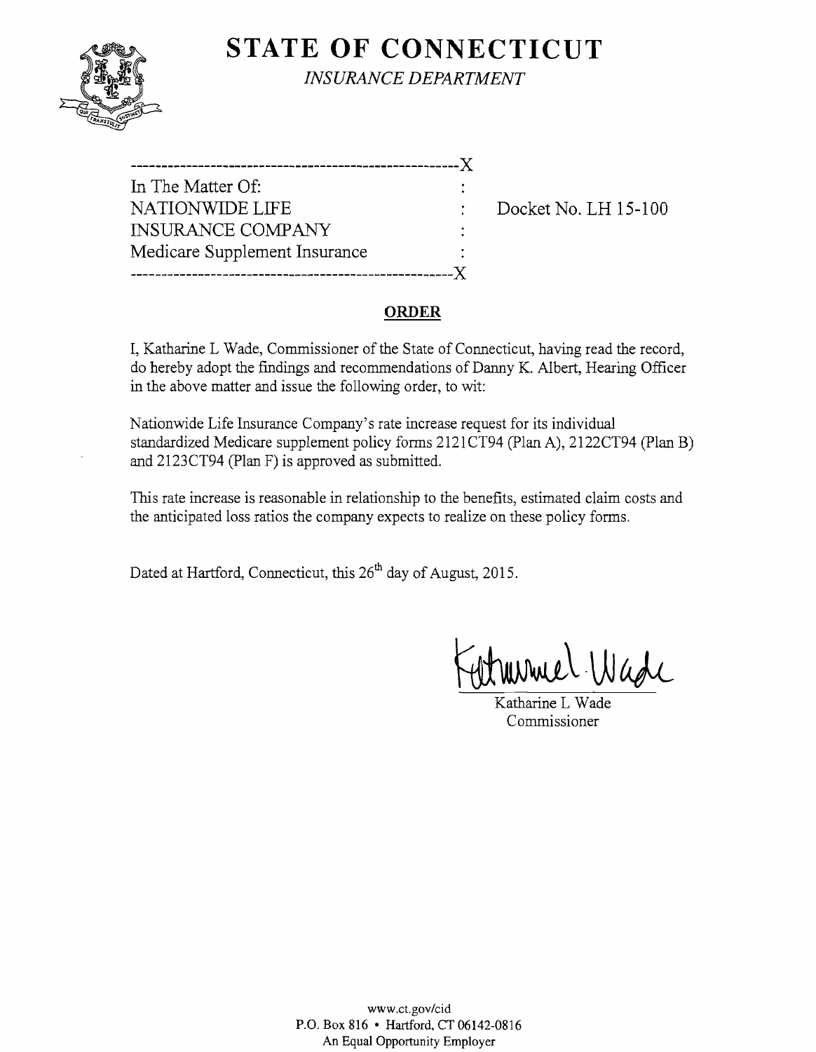# STATE OF CONNECTICUT

*INSURANCE DEPARTMENT*

```
-----------------------------------------------------X
In The Matter Of:                                    :
NATIONWIDE LIFE                                      :    Docket No. LH 15-100
INSURANCE COMPANY                                    :
Medicare Supplement Insurance                        :
-----------------------------------------------------X
```

## ORDER

I, Katharine L Wade, Commissioner of the State of Connecticut, having read the record, do hereby adopt the findings and recommendations of Danny K. Albert, Hearing Officer in the above matter and issue the following order, to wit:

Nationwide Life Insurance Company's rate increase request for its individual standardized Medicare supplement policy forms 2121CT94 (Plan A), 2122CT94 (Plan B) and 2123CT94 (Plan F) is approved as submitted.

This rate increase is reasonable in relationship to the benefits, estimated claim costs and the anticipated loss ratios the company expects to realize on these policy forms.

Dated at Hartford, Connecticut, this 26th day of August, 2015.

Katharine L Wade
Commissioner

www.ct.gov/cid
P.O. Box 816 • Hartford, CT 06142-0816
An Equal Opportunity Employer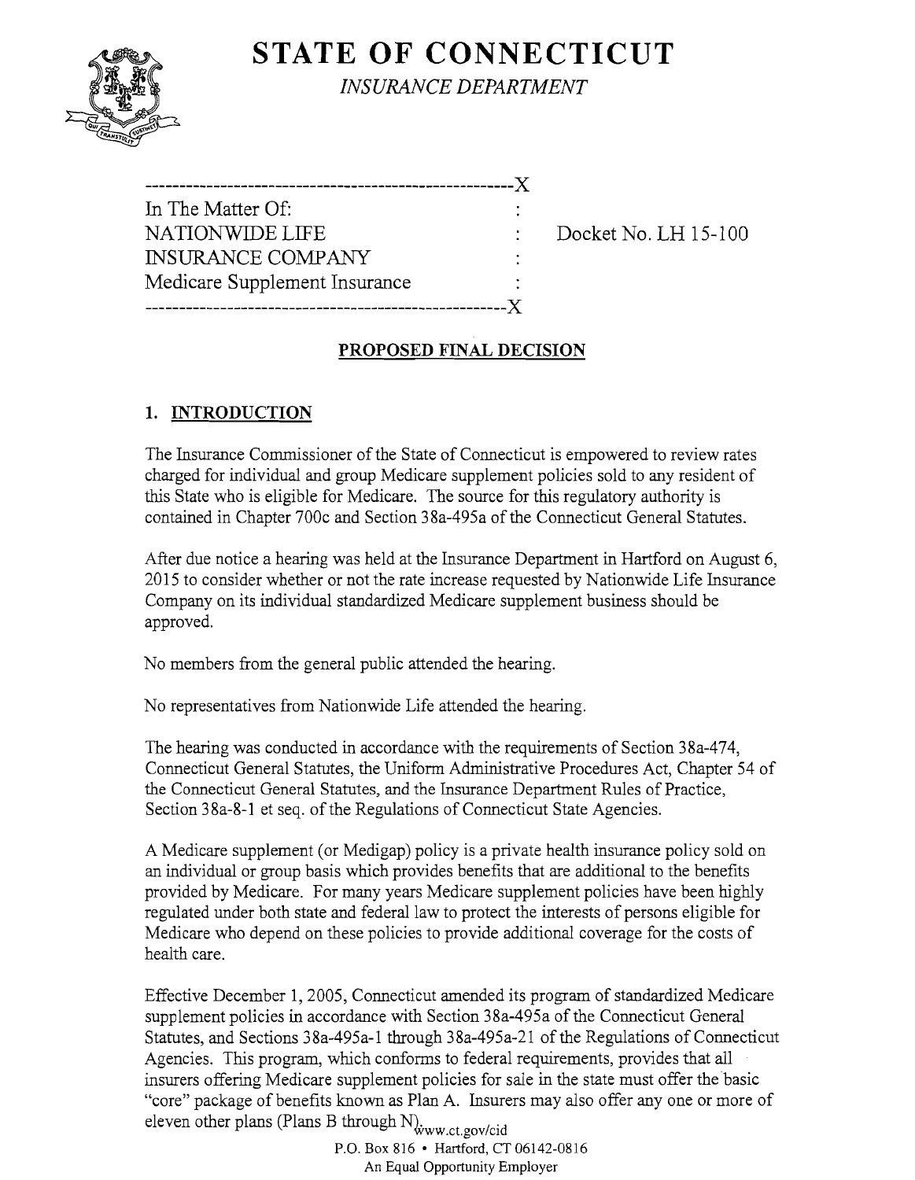# STATE OF CONNECTICUT

*INSURANCE DEPARTMENT*

```
-----------------------------------------------------X
In The Matter Of:                                    :
NATIONWIDE LIFE                                      :     Docket No. LH 15-100
INSURANCE COMPANY                                    :
Medicare Supplement Insurance                        :
-----------------------------------------------------X
```

## PROPOSED FINAL DECISION

### 1. INTRODUCTION

The Insurance Commissioner of the State of Connecticut is empowered to review rates charged for individual and group Medicare supplement policies sold to any resident of this State who is eligible for Medicare. The source for this regulatory authority is contained in Chapter 700c and Section 38a-495a of the Connecticut General Statutes.

After due notice a hearing was held at the Insurance Department in Hartford on August 6, 2015 to consider whether or not the rate increase requested by Nationwide Life Insurance Company on its individual standardized Medicare supplement business should be approved.

No members from the general public attended the hearing.

No representatives from Nationwide Life attended the hearing.

The hearing was conducted in accordance with the requirements of Section 38a-474, Connecticut General Statutes, the Uniform Administrative Procedures Act, Chapter 54 of the Connecticut General Statutes, and the Insurance Department Rules of Practice, Section 38a-8-1 et seq. of the Regulations of Connecticut State Agencies.

A Medicare supplement (or Medigap) policy is a private health insurance policy sold on an individual or group basis which provides benefits that are additional to the benefits provided by Medicare. For many years Medicare supplement policies have been highly regulated under both state and federal law to protect the interests of persons eligible for Medicare who depend on these policies to provide additional coverage for the costs of health care.

Effective December 1, 2005, Connecticut amended its program of standardized Medicare supplement policies in accordance with Section 38a-495a of the Connecticut General Statutes, and Sections 38a-495a-1 through 38a-495a-21 of the Regulations of Connecticut Agencies. This program, which conforms to federal requirements, provides that all insurers offering Medicare supplement policies for sale in the state must offer the basic "core" package of benefits known as Plan A. Insurers may also offer any one or more of eleven other plans (Plans B through N).

www.ct.gov/cid
P.O. Box 816 • Hartford, CT 06142-0816
An Equal Opportunity Employer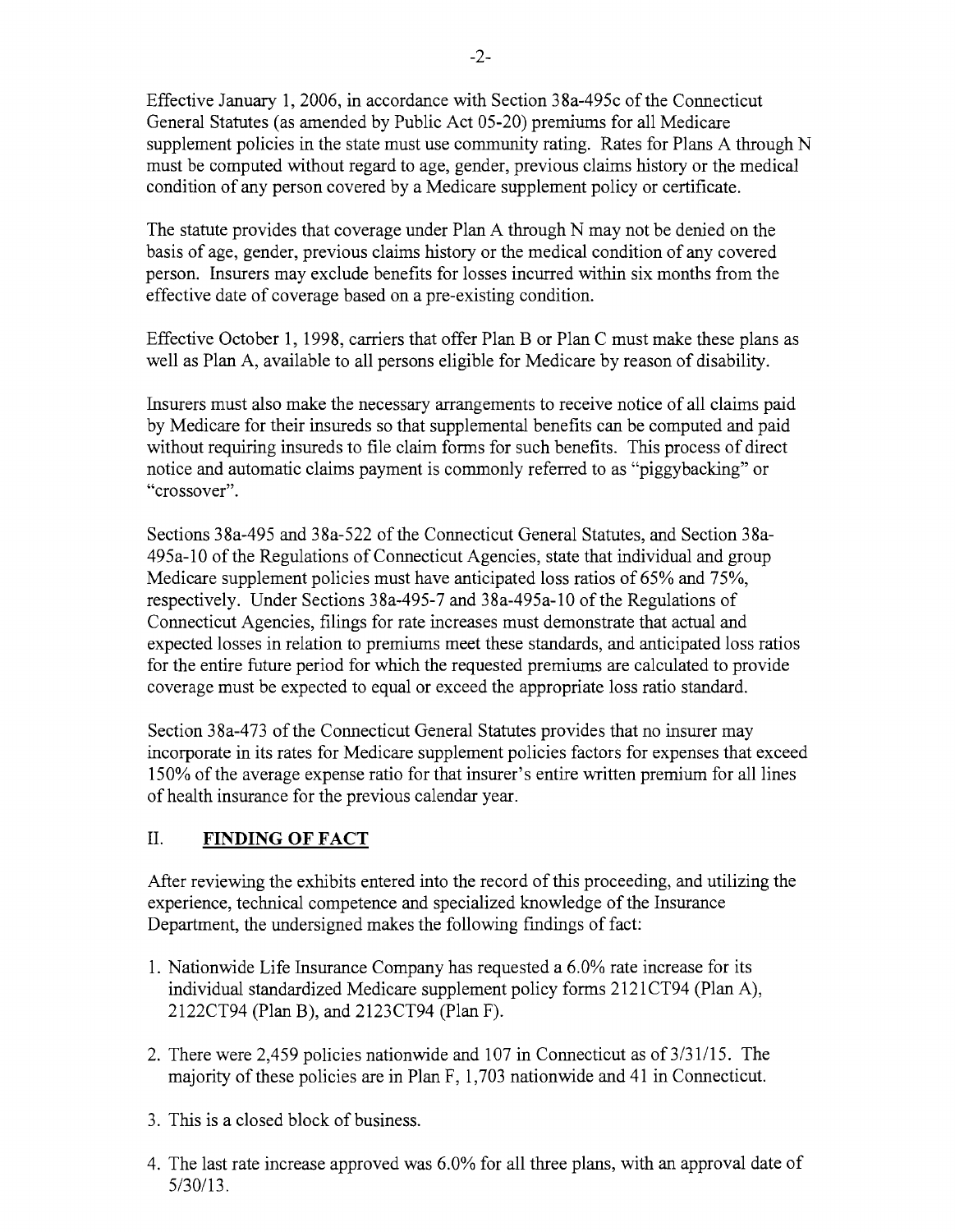Effective January 1, 2006, in accordance with Section 38a-495c of the Connecticut General Statutes (as amended by Public Act 05-20) premiums for all Medicare supplement policies in the state must use community rating. Rates for Plans A through N must be computed without regard to age, gender, previous claims history or the medical condition of any person covered by a Medicare supplement policy or certificate.

The statute provides that coverage under Plan A through N may not be denied on the basis of age, gender, previous claims history or the medical condition of any covered person. Insurers may exclude benefits for losses incurred within six months from the effective date of coverage based on a pre-existing condition.

Effective October 1, 1998, carriers that offer Plan B or Plan C must make these plans as well as Plan A, available to all persons eligible for Medicare by reason of disability.

Insurers must also make the necessary arrangements to receive notice of all claims paid by Medicare for their insureds so that supplemental benefits can be computed and paid without requiring insureds to file claim forms for such benefits. This process of direct notice and automatic claims payment is commonly referred to as "piggybacking" or "crossover".

Sections 38a-495 and 38a-522 of the Connecticut General Statutes, and Section 38a-495a-10 of the Regulations of Connecticut Agencies, state that individual and group Medicare supplement policies must have anticipated loss ratios of 65% and 75%, respectively. Under Sections 38a-495-7 and 38a-495a-10 of the Regulations of Connecticut Agencies, filings for rate increases must demonstrate that actual and expected losses in relation to premiums meet these standards, and anticipated loss ratios for the entire future period for which the requested premiums are calculated to provide coverage must be expected to equal or exceed the appropriate loss ratio standard.

Section 38a-473 of the Connecticut General Statutes provides that no insurer may incorporate in its rates for Medicare supplement policies factors for expenses that exceed 150% of the average expense ratio for that insurer's entire written premium for all lines of health insurance for the previous calendar year.

## II. FINDING OF FACT

After reviewing the exhibits entered into the record of this proceeding, and utilizing the experience, technical competence and specialized knowledge of the Insurance Department, the undersigned makes the following findings of fact:

1. Nationwide Life Insurance Company has requested a 6.0% rate increase for its individual standardized Medicare supplement policy forms 2121CT94 (Plan A), 2122CT94 (Plan B), and 2123CT94 (Plan F).

2. There were 2,459 policies nationwide and 107 in Connecticut as of 3/31/15. The majority of these policies are in Plan F, 1,703 nationwide and 41 in Connecticut.

3. This is a closed block of business.

4. The last rate increase approved was 6.0% for all three plans, with an approval date of 5/30/13.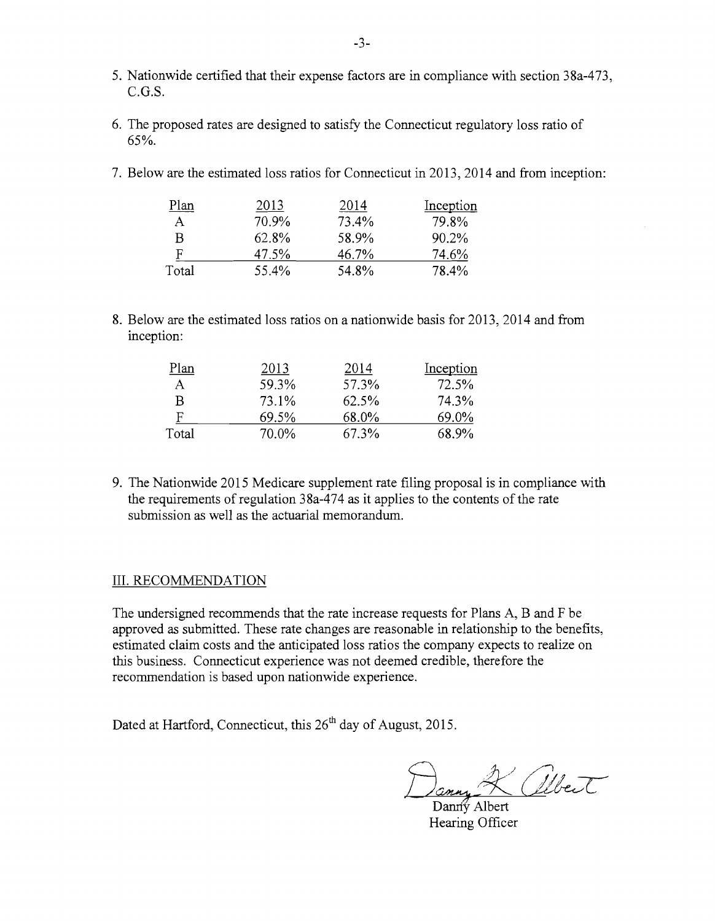5. Nationwide certified that their expense factors are in compliance with section 38a-473, C.G.S.

6. The proposed rates are designed to satisfy the Connecticut regulatory loss ratio of 65%.

7. Below are the estimated loss ratios for Connecticut in 2013, 2014 and from inception:

| Plan | 2013 | 2014 | Inception |
|---|---|---|---|
| A | 70.9% | 73.4% | 79.8% |
| B | 62.8% | 58.9% | 90.2% |
| F | 47.5% | 46.7% | 74.6% |
| Total | 55.4% | 54.8% | 78.4% |

8. Below are the estimated loss ratios on a nationwide basis for 2013, 2014 and from inception:

| Plan | 2013 | 2014 | Inception |
|---|---|---|---|
| A | 59.3% | 57.3% | 72.5% |
| B | 73.1% | 62.5% | 74.3% |
| F | 69.5% | 68.0% | 69.0% |
| Total | 70.0% | 67.3% | 68.9% |

9. The Nationwide 2015 Medicare supplement rate filing proposal is in compliance with the requirements of regulation 38a-474 as it applies to the contents of the rate submission as well as the actuarial memorandum.

## III. RECOMMENDATION

The undersigned recommends that the rate increase requests for Plans A, B and F be approved as submitted. These rate changes are reasonable in relationship to the benefits, estimated claim costs and the anticipated loss ratios the company expects to realize on this business. Connecticut experience was not deemed credible, therefore the recommendation is based upon nationwide experience.

Dated at Hartford, Connecticut, this 26th day of August, 2015.

Danny K Albert

Danny Albert
Hearing Officer